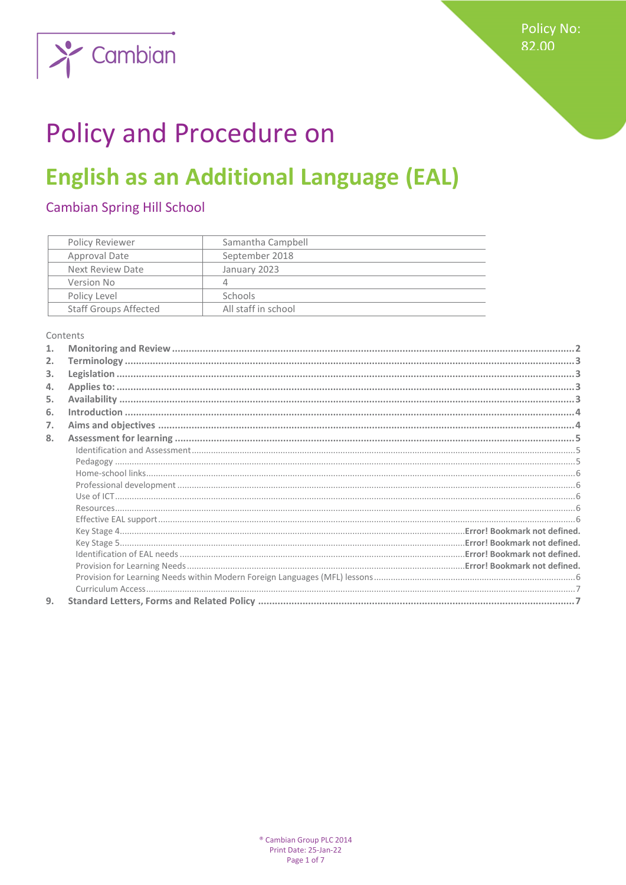Cambian

Policy No: 82.00

# Policy and Procedure on

# English as an Additional Language (EAL)

## Cambian Spring Hill School

| Policy Reviewer | Samantha Campbell |
|---|---|
| Approval Date | September 2018 |
| Next Review Date | January 2023 |
| Version No | 4 |
| Policy Level | Schools |
| Staff Groups Affected | All staff in school |

Contents

1. **Monitoring and Review** ..... 2
2. **Terminology** ..... 3
3. **Legislation** ..... 3
4. **Applies to:** ..... 3
5. **Availability** ..... 3
6. **Introduction** ..... 4
7. **Aims and objectives** ..... 4
8. **Assessment for learning** ..... 5
   - Identification and Assessment ..... 5
   - Pedagogy ..... 5
   - Home-school links ..... 6
   - Professional development ..... 6
   - Use of ICT ..... 6
   - Resources ..... 6
   - Effective EAL support ..... 6
   - Key Stage 4 ..... **Error! Bookmark not defined.**
   - Key Stage 5 ..... **Error! Bookmark not defined.**
   - Identification of EAL needs ..... **Error! Bookmark not defined.**
   - Provision for Learning Needs ..... **Error! Bookmark not defined.**
   - Provision for Learning Needs within Modern Foreign Languages (MFL) lessons ..... 6
   - Curriculum Access ..... 7
9. **Standard Letters, Forms and Related Policy** ..... 7

® Cambian Group PLC 2014
Print Date: 25-Jan-22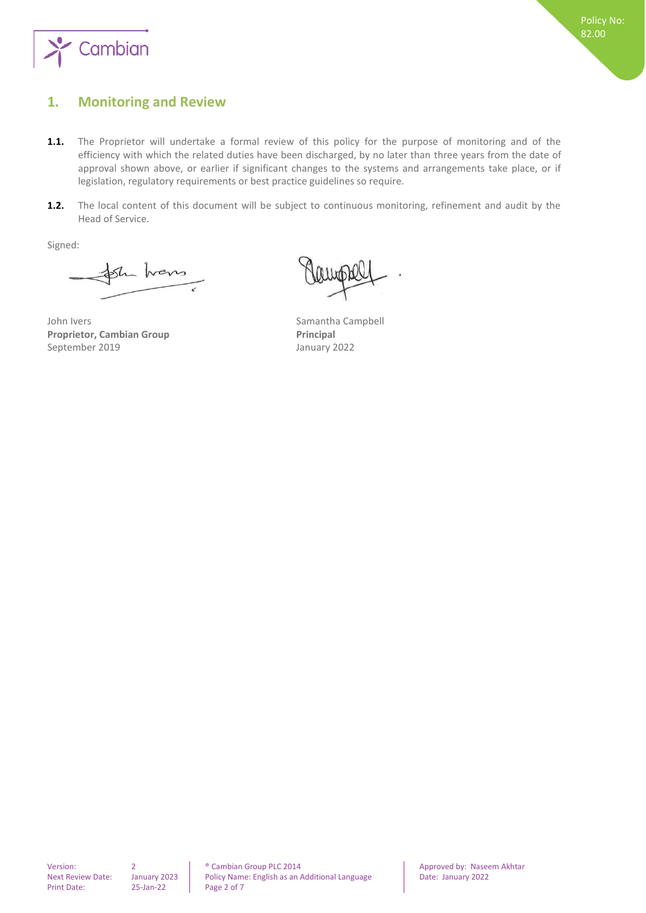## 1. Monitoring and Review

**1.1.** The Proprietor will undertake a formal review of this policy for the purpose of monitoring and of the efficiency with which the related duties have been discharged, by no later than three years from the date of approval shown above, or earlier if significant changes to the systems and arrangements take place, or if legislation, regulatory requirements or best practice guidelines so require.

**1.2.** The local content of this document will be subject to continuous monitoring, refinement and audit by the Head of Service.

Signed:

John Ivers
**Proprietor, Cambian Group**
September 2019

Samantha Campbell
**Principal**
January 2022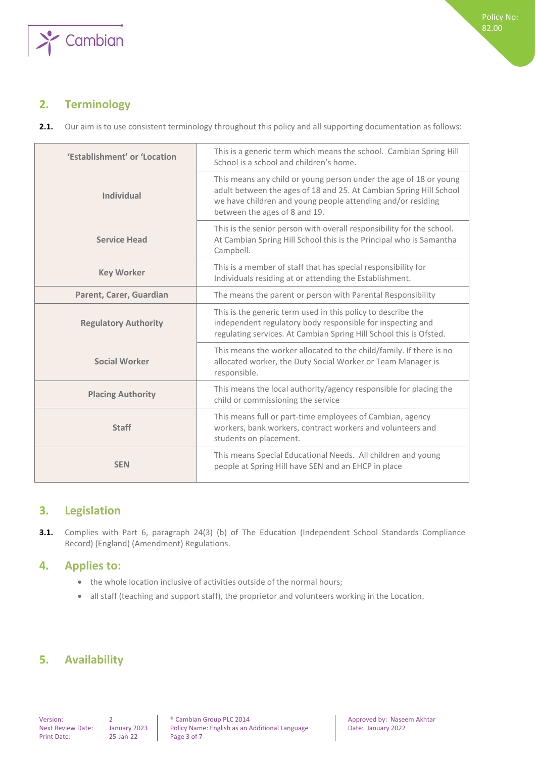## 2. Terminology

**2.1.** Our aim is to use consistent terminology throughout this policy and all supporting documentation as follows:

| | |
|---|---|
| **'Establishment' or 'Location** | This is a generic term which means the school. Cambian Spring Hill School is a school and children's home. |
| **Individual** | This means any child or young person under the age of 18 or young adult between the ages of 18 and 25. At Cambian Spring Hill School we have children and young people attending and/or residing between the ages of 8 and 19. |
| **Service Head** | This is the senior person with overall responsibility for the school. At Cambian Spring Hill School this is the Principal who is Samantha Campbell. |
| **Key Worker** | This is a member of staff that has special responsibility for Individuals residing at or attending the Establishment. |
| **Parent, Carer, Guardian** | The means the parent or person with Parental Responsibility |
| **Regulatory Authority** | This is the generic term used in this policy to describe the independent regulatory body responsible for inspecting and regulating services. At Cambian Spring Hill School this is Ofsted. |
| **Social Worker** | This means the worker allocated to the child/family. If there is no allocated worker, the Duty Social Worker or Team Manager is responsible. |
| **Placing Authority** | This means the local authority/agency responsible for placing the child or commissioning the service |
| **Staff** | This means full or part-time employees of Cambian, agency workers, bank workers, contract workers and volunteers and students on placement. |
| **SEN** | This means Special Educational Needs. All children and young people at Spring Hill have SEN and an EHCP in place |

## 3. Legislation

**3.1.** Complies with Part 6, paragraph 24(3) (b) of The Education (Independent School Standards Compliance Record) (England) (Amendment) Regulations.

## 4. Applies to:

- the whole location inclusive of activities outside of the normal hours;
- all staff (teaching and support staff), the proprietor and volunteers working in the Location.

## 5. Availability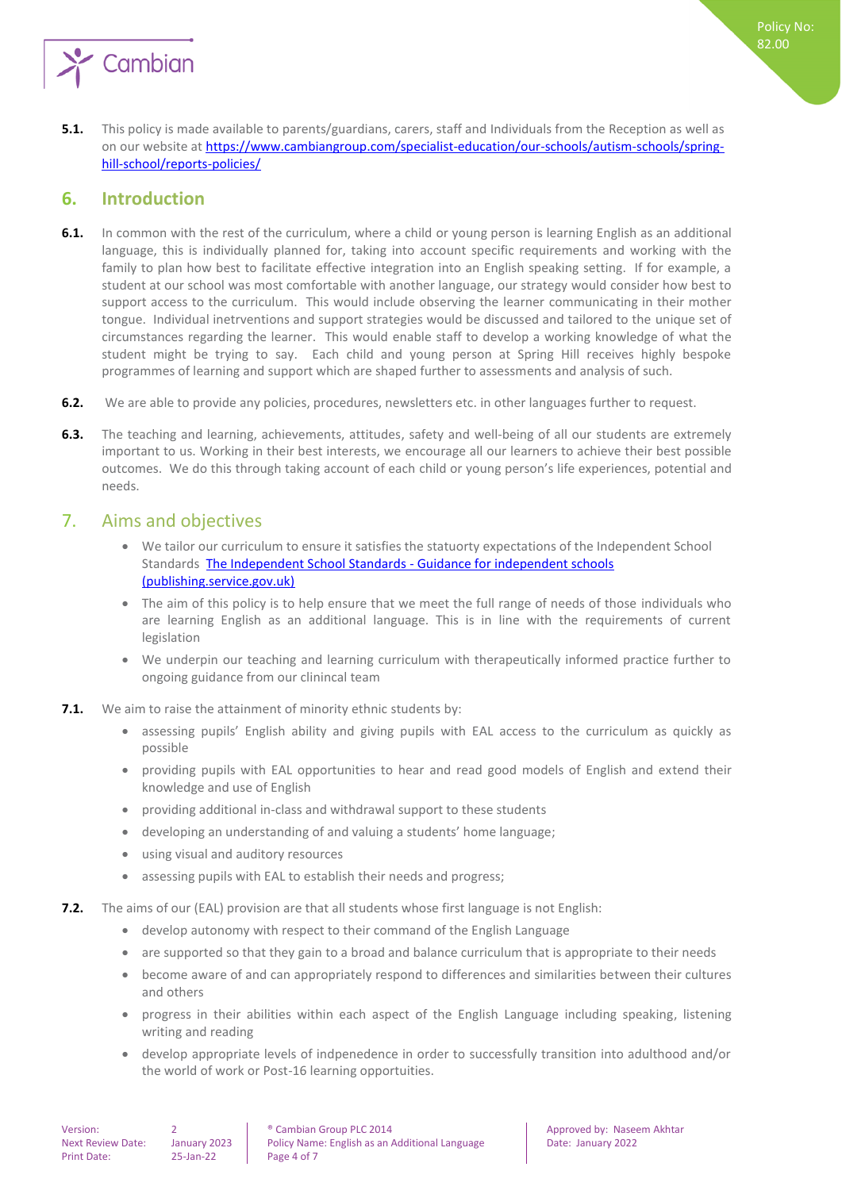**5.1.** This policy is made available to parents/guardians, carers, staff and Individuals from the Reception as well as on our website at [https://www.cambiangroup.com/specialist-education/our-schools/autism-schools/spring-hill-school/reports-policies/](https://www.cambiangroup.com/specialist-education/our-schools/autism-schools/spring-hill-school/reports-policies/)

## 6. Introduction

**6.1.** In common with the rest of the curriculum, where a child or young person is learning English as an additional language, this is individually planned for, taking into account specific requirements and working with the family to plan how best to facilitate effective integration into an English speaking setting. If for example, a student at our school was most comfortable with another language, our strategy would consider how best to support access to the curriculum. This would include observing the learner communicating in their mother tongue. Individual inetrventions and support strategies would be discussed and tailored to the unique set of circumstances regarding the learner. This would enable staff to develop a working knowledge of what the student might be trying to say. Each child and young person at Spring Hill receives highly bespoke programmes of learning and support which are shaped further to assessments and analysis of such.

**6.2.** We are able to provide any policies, procedures, newsletters etc. in other languages further to request.

**6.3.** The teaching and learning, achievements, attitudes, safety and well-being of all our students are extremely important to us. Working in their best interests, we encourage all our learners to achieve their best possible outcomes. We do this through taking account of each child or young person's life experiences, potential and needs.

## 7. Aims and objectives

- We tailor our curriculum to ensure it satisfies the statuorty expectations of the Independent School Standards [The Independent School Standards - Guidance for independent schools (publishing.service.gov.uk)](https://publishing.service.gov.uk)
- The aim of this policy is to help ensure that we meet the full range of needs of those individuals who are learning English as an additional language. This is in line with the requirements of current legislation
- We underpin our teaching and learning curriculum with therapeutically informed practice further to ongoing guidance from our clinincal team

**7.1.** We aim to raise the attainment of minority ethnic students by:

- assessing pupils' English ability and giving pupils with EAL access to the curriculum as quickly as possible
- providing pupils with EAL opportunities to hear and read good models of English and extend their knowledge and use of English
- providing additional in-class and withdrawal support to these students
- developing an understanding of and valuing a students' home language;
- using visual and auditory resources
- assessing pupils with EAL to establish their needs and progress;

**7.2.** The aims of our (EAL) provision are that all students whose first language is not English:

- develop autonomy with respect to their command of the English Language
- are supported so that they gain to a broad and balance curriculum that is appropriate to their needs
- become aware of and can appropriately respond to differences and similarities between their cultures and others
- progress in their abilities within each aspect of the English Language including speaking, listening writing and reading
- develop appropriate levels of indpenedence in order to successfully transition into adulthood and/or the world of work or Post-16 learning opportuities.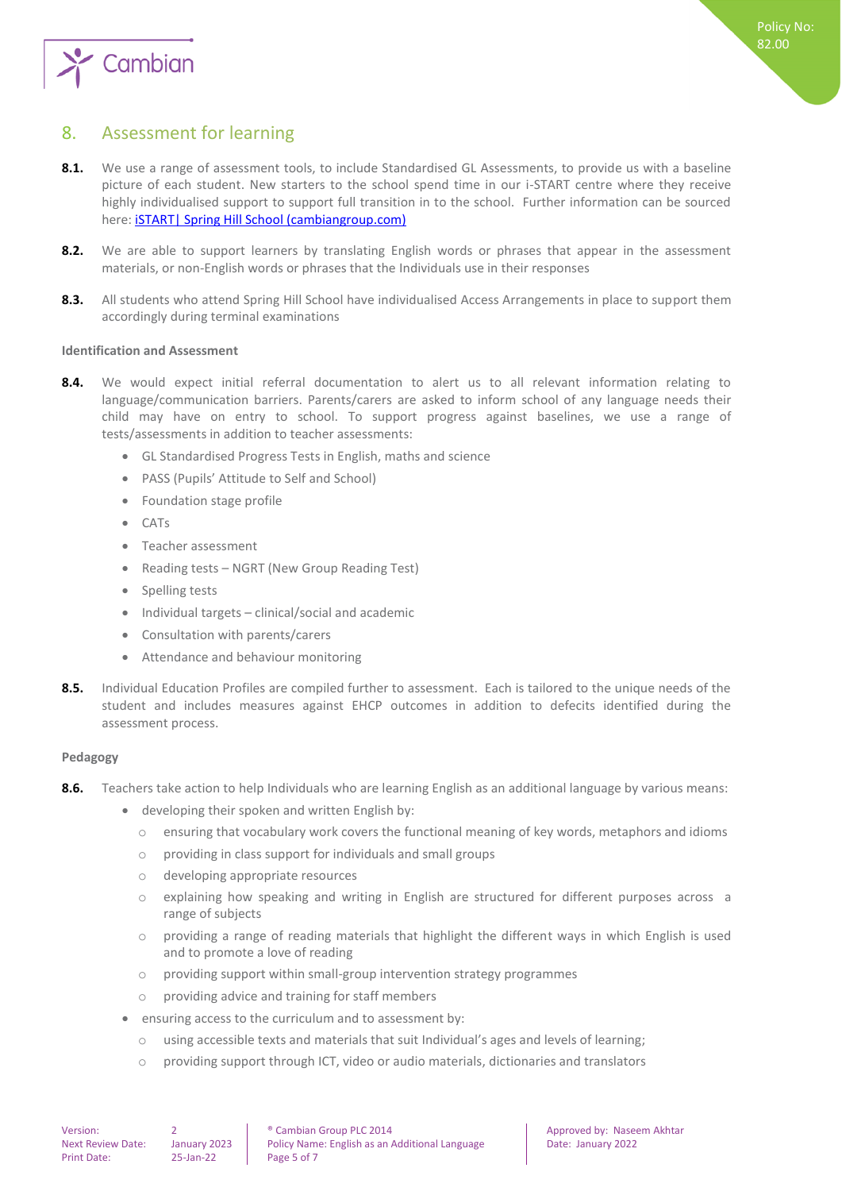## 8. Assessment for learning

**8.1.** We use a range of assessment tools, to include Standardised GL Assessments, to provide us with a baseline picture of each student. New starters to the school spend time in our i-START centre where they receive highly individualised support to support full transition in to the school. Further information can be sourced here: [iSTART| Spring Hill School (cambiangroup.com)]

**8.2.** We are able to support learners by translating English words or phrases that appear in the assessment materials, or non-English words or phrases that the Individuals use in their responses

**8.3.** All students who attend Spring Hill School have individualised Access Arrangements in place to support them accordingly during terminal examinations

**Identification and Assessment**

**8.4.** We would expect initial referral documentation to alert us to all relevant information relating to language/communication barriers. Parents/carers are asked to inform school of any language needs their child may have on entry to school. To support progress against baselines, we use a range of tests/assessments in addition to teacher assessments:

- GL Standardised Progress Tests in English, maths and science
- PASS (Pupils' Attitude to Self and School)
- Foundation stage profile
- CATs
- Teacher assessment
- Reading tests – NGRT (New Group Reading Test)
- Spelling tests
- Individual targets – clinical/social and academic
- Consultation with parents/carers
- Attendance and behaviour monitoring

**8.5.** Individual Education Profiles are compiled further to assessment. Each is tailored to the unique needs of the student and includes measures against EHCP outcomes in addition to defecits identified during the assessment process.

**Pedagogy**

**8.6.** Teachers take action to help Individuals who are learning English as an additional language by various means:

- developing their spoken and written English by:
  - ensuring that vocabulary work covers the functional meaning of key words, metaphors and idioms
  - providing in class support for individuals and small groups
  - developing appropriate resources
  - explaining how speaking and writing in English are structured for different purposes across a range of subjects
  - providing a range of reading materials that highlight the different ways in which English is used and to promote a love of reading
  - providing support within small-group intervention strategy programmes
  - providing advice and training for staff members
- ensuring access to the curriculum and to assessment by:
  - using accessible texts and materials that suit Individual's ages and levels of learning;
  - providing support through ICT, video or audio materials, dictionaries and translators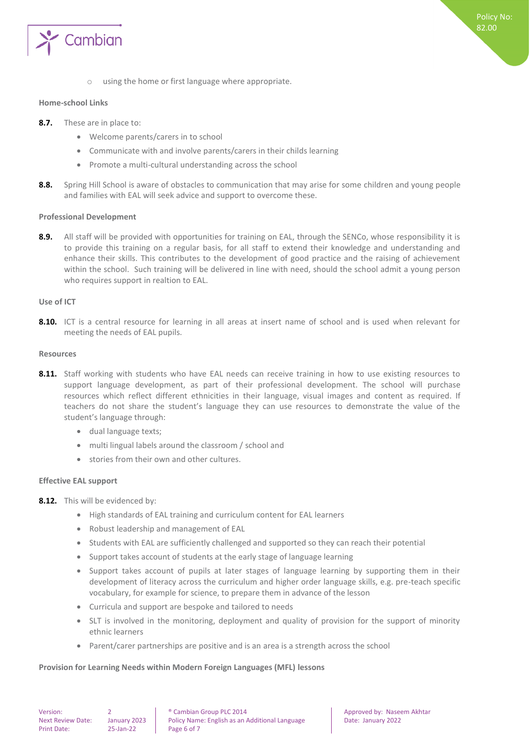- using the home or first language where appropriate.

**Home-school Links**

**8.7.** These are in place to:

- Welcome parents/carers in to school
- Communicate with and involve parents/carers in their childs learning
- Promote a multi-cultural understanding across the school

**8.8.** Spring Hill School is aware of obstacles to communication that may arise for some children and young people and families with EAL will seek advice and support to overcome these.

**Professional Development**

**8.9.** All staff will be provided with opportunities for training on EAL, through the SENCo, whose responsibility it is to provide this training on a regular basis, for all staff to extend their knowledge and understanding and enhance their skills. This contributes to the development of good practice and the raising of achievement within the school. Such training will be delivered in line with need, should the school admit a young person who requires support in realtion to EAL.

**Use of ICT**

**8.10.** ICT is a central resource for learning in all areas at insert name of school and is used when relevant for meeting the needs of EAL pupils.

**Resources**

**8.11.** Staff working with students who have EAL needs can receive training in how to use existing resources to support language development, as part of their professional development. The school will purchase resources which reflect different ethnicities in their language, visual images and content as required. If teachers do not share the student's language they can use resources to demonstrate the value of the student's language through:

- dual language texts;
- multi lingual labels around the classroom / school and
- stories from their own and other cultures.

**Effective EAL support**

**8.12.** This will be evidenced by:

- High standards of EAL training and curriculum content for EAL learners
- Robust leadership and management of EAL
- Students with EAL are sufficiently challenged and supported so they can reach their potential
- Support takes account of students at the early stage of language learning
- Support takes account of pupils at later stages of language learning by supporting them in their development of literacy across the curriculum and higher order language skills, e.g. pre-teach specific vocabulary, for example for science, to prepare them in advance of the lesson
- Curricula and support are bespoke and tailored to needs
- SLT is involved in the monitoring, deployment and quality of provision for the support of minority ethnic learners
- Parent/carer partnerships are positive and is an area is a strength across the school

**Provision for Learning Needs within Modern Foreign Languages (MFL) lessons**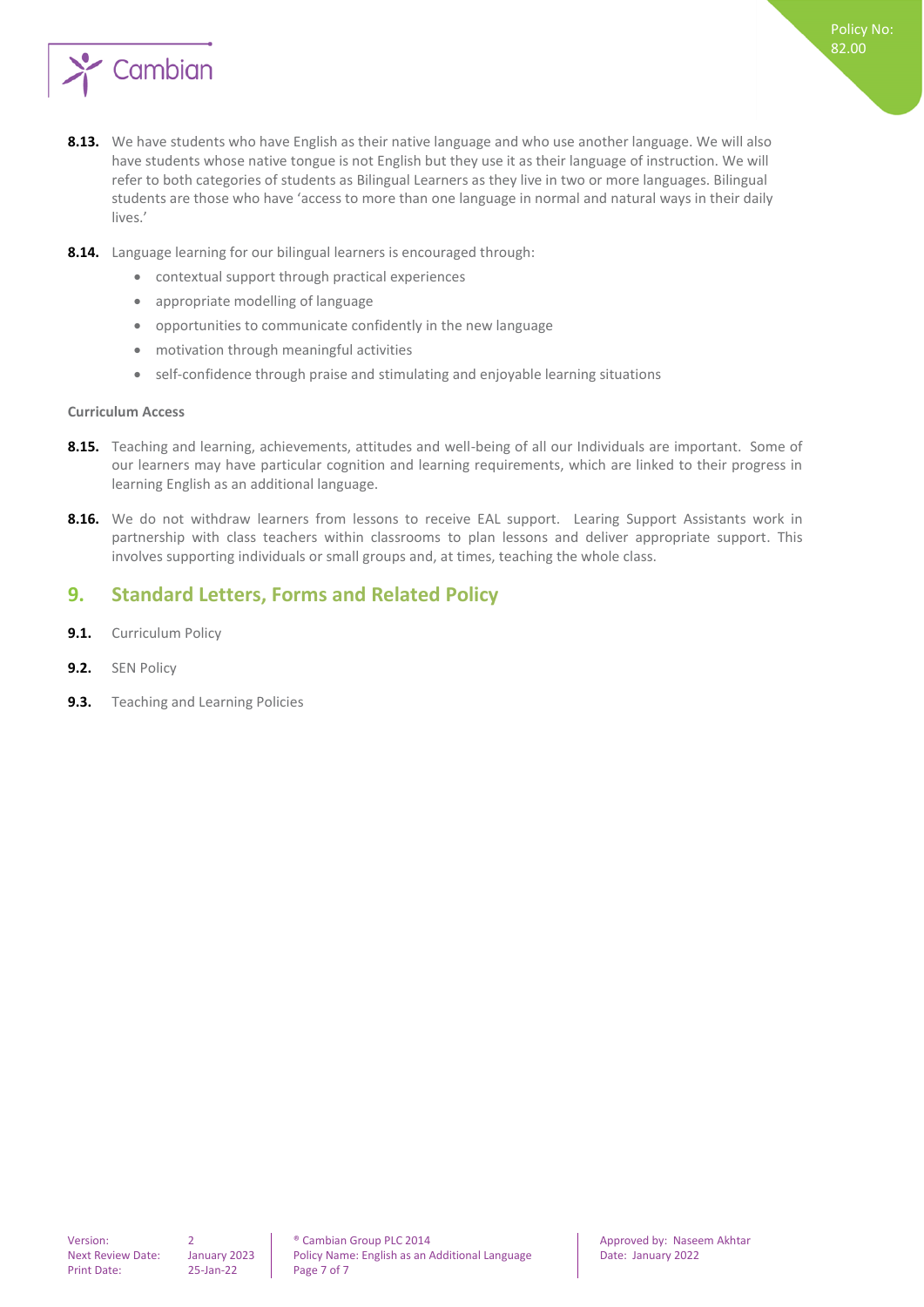**8.13.** We have students who have English as their native language and who use another language. We will also have students whose native tongue is not English but they use it as their language of instruction. We will refer to both categories of students as Bilingual Learners as they live in two or more languages. Bilingual students are those who have 'access to more than one language in normal and natural ways in their daily lives.'

**8.14.** Language learning for our bilingual learners is encouraged through:

- contextual support through practical experiences
- appropriate modelling of language
- opportunities to communicate confidently in the new language
- motivation through meaningful activities
- self-confidence through praise and stimulating and enjoyable learning situations

**Curriculum Access**

**8.15.** Teaching and learning, achievements, attitudes and well-being of all our Individuals are important. Some of our learners may have particular cognition and learning requirements, which are linked to their progress in learning English as an additional language.

**8.16.** We do not withdraw learners from lessons to receive EAL support. Learing Support Assistants work in partnership with class teachers within classrooms to plan lessons and deliver appropriate support. This involves supporting individuals or small groups and, at times, teaching the whole class.

## 9. Standard Letters, Forms and Related Policy

**9.1.** Curriculum Policy

**9.2.** SEN Policy

**9.3.** Teaching and Learning Policies